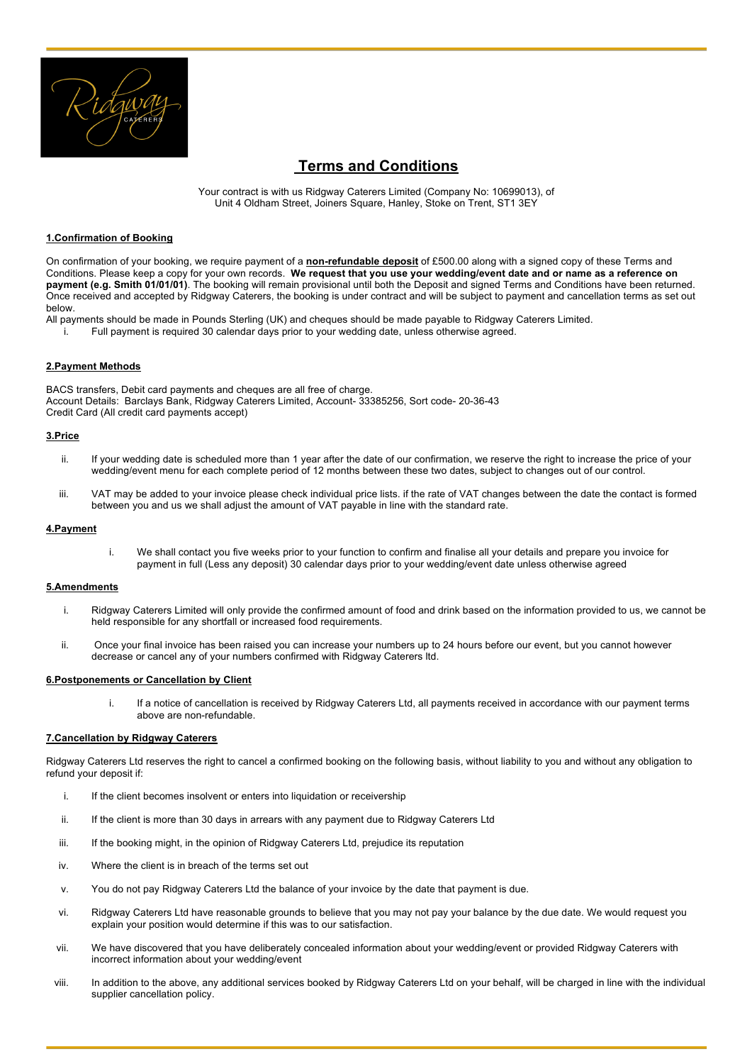# Terms and Conditions

Your contract is with us Ridgway Caterers Limited (Company No: 10699013), of Unit 4 Oldham Street, Joiners Square, Hanley, Stoke on Trent, ST1 3EY

## 1.Confirmation of Booking

On confirmation of your booking, we require payment of a **non-refundable deposit** of £500.00 along with a signed copy of these Terms and Conditions. Please keep a copy for your own records. **We request that you use your wedding/event date and or name as a reference on payment (e.g. Smith 01/01/01)**. The booking will remain provisional until both the Deposit and signed Terms and Conditions have been returned. Once received and accepted by Ridgway Caterers, the booking is under contract and will be subject to payment and cancellation terms as set out below.

All payments should be made in Pounds Sterling (UK) and cheques should be made payable to Ridgway Caterers Limited.

i. Full payment is required 30 calendar days prior to your wedding date, unless otherwise agreed.

## 2.Payment Methods

BACS transfers, Debit card payments and cheques are all free of charge.
Account Details: Barclays Bank, Ridgway Caterers Limited, Account- 33385256, Sort code- 20-36-43
Credit Card (All credit card payments accept)

## 3.Price

ii. If your wedding date is scheduled more than 1 year after the date of our confirmation, we reserve the right to increase the price of your wedding/event menu for each complete period of 12 months between these two dates, subject to changes out of our control.

iii. VAT may be added to your invoice please check individual price lists. if the rate of VAT changes between the date the contact is formed between you and us we shall adjust the amount of VAT payable in line with the standard rate.

## 4.Payment

i. We shall contact you five weeks prior to your function to confirm and finalise all your details and prepare you invoice for payment in full (Less any deposit) 30 calendar days prior to your wedding/event date unless otherwise agreed

## 5.Amendments

i. Ridgway Caterers Limited will only provide the confirmed amount of food and drink based on the information provided to us, we cannot be held responsible for any shortfall or increased food requirements.

ii. Once your final invoice has been raised you can increase your numbers up to 24 hours before our event, but you cannot however decrease or cancel any of your numbers confirmed with Ridgway Caterers ltd.

## 6.Postponements or Cancellation by Client

i. If a notice of cancellation is received by Ridgway Caterers Ltd, all payments received in accordance with our payment terms above are non-refundable.

## 7.Cancellation by Ridgway Caterers

Ridgway Caterers Ltd reserves the right to cancel a confirmed booking on the following basis, without liability to you and without any obligation to refund your deposit if:

i. If the client becomes insolvent or enters into liquidation or receivership

ii. If the client is more than 30 days in arrears with any payment due to Ridgway Caterers Ltd

iii. If the booking might, in the opinion of Ridgway Caterers Ltd, prejudice its reputation

iv. Where the client is in breach of the terms set out

v. You do not pay Ridgway Caterers Ltd the balance of your invoice by the date that payment is due.

vi. Ridgway Caterers Ltd have reasonable grounds to believe that you may not pay your balance by the due date. We would request you explain your position would determine if this was to our satisfaction.

vii. We have discovered that you have deliberately concealed information about your wedding/event or provided Ridgway Caterers with incorrect information about your wedding/event

viii. In addition to the above, any additional services booked by Ridgway Caterers Ltd on your behalf, will be charged in line with the individual supplier cancellation policy.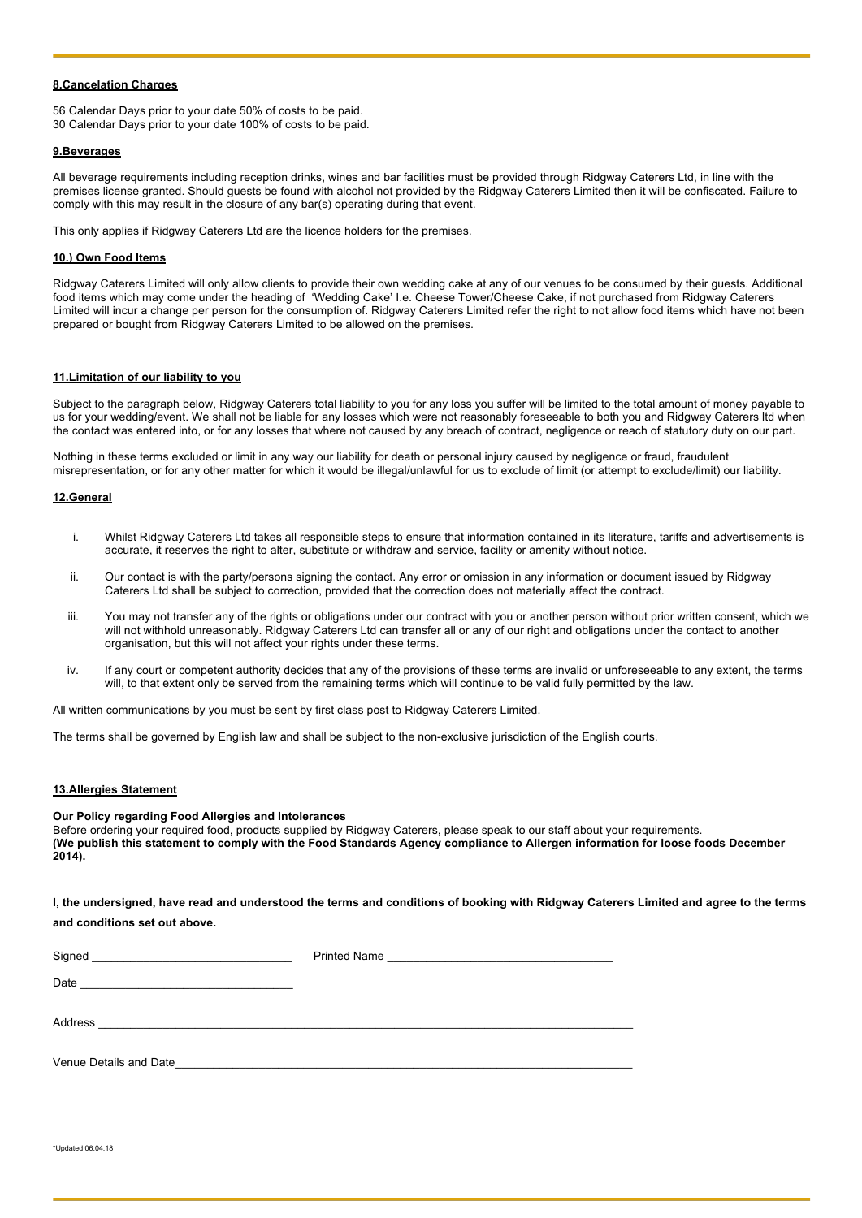**8.Cancelation Charges**

56 Calendar Days prior to your date 50% of costs to be paid.
30 Calendar Days prior to your date 100% of costs to be paid.

**9.Beverages**

All beverage requirements including reception drinks, wines and bar facilities must be provided through Ridgway Caterers Ltd, in line with the premises license granted. Should guests be found with alcohol not provided by the Ridgway Caterers Limited then it will be confiscated. Failure to comply with this may result in the closure of any bar(s) operating during that event.

This only applies if Ridgway Caterers Ltd are the licence holders for the premises.

**10.) Own Food Items**

Ridgway Caterers Limited will only allow clients to provide their own wedding cake at any of our venues to be consumed by their guests. Additional food items which may come under the heading of 'Wedding Cake' I.e. Cheese Tower/Cheese Cake, if not purchased from Ridgway Caterers Limited will incur a change per person for the consumption of. Ridgway Caterers Limited refer the right to not allow food items which have not been prepared or bought from Ridgway Caterers Limited to be allowed on the premises.

**11.Limitation of our liability to you**

Subject to the paragraph below, Ridgway Caterers total liability to you for any loss you suffer will be limited to the total amount of money payable to us for your wedding/event. We shall not be liable for any losses which were not reasonably foreseeable to both you and Ridgway Caterers ltd when the contact was entered into, or for any losses that where not caused by any breach of contract, negligence or reach of statutory duty on our part.

Nothing in these terms excluded or limit in any way our liability for death or personal injury caused by negligence or fraud, fraudulent misrepresentation, or for any other matter for which it would be illegal/unlawful for us to exclude of limit (or attempt to exclude/limit) our liability.

**12.General**

i. Whilst Ridgway Caterers Ltd takes all responsible steps to ensure that information contained in its literature, tariffs and advertisements is accurate, it reserves the right to alter, substitute or withdraw and service, facility or amenity without notice.

ii. Our contact is with the party/persons signing the contact. Any error or omission in any information or document issued by Ridgway Caterers Ltd shall be subject to correction, provided that the correction does not materially affect the contract.

iii. You may not transfer any of the rights or obligations under our contract with you or another person without prior written consent, which we will not withhold unreasonably. Ridgway Caterers Ltd can transfer all or any of our right and obligations under the contact to another organisation, but this will not affect your rights under these terms.

iv. If any court or competent authority decides that any of the provisions of these terms are invalid or unforeseeable to any extent, the terms will, to that extent only be served from the remaining terms which will continue to be valid fully permitted by the law.

All written communications by you must be sent by first class post to Ridgway Caterers Limited.

The terms shall be governed by English law and shall be subject to the non-exclusive jurisdiction of the English courts.

**13.Allergies Statement**

**Our Policy regarding Food Allergies and Intolerances**
Before ordering your required food, products supplied by Ridgway Caterers, please speak to our staff about your requirements.
**(We publish this statement to comply with the Food Standards Agency compliance to Allergen information for loose foods December 2014).**

**I, the undersigned, have read and understood the terms and conditions of booking with Ridgway Caterers Limited and agree to the terms and conditions set out above.**

Signed ______________________________ Printed Name __________________________________

Date ________________________________

Address ____________________________________________________________________________________

Venue Details and Date___________________________________________________________________________

*Updated 06.04.18